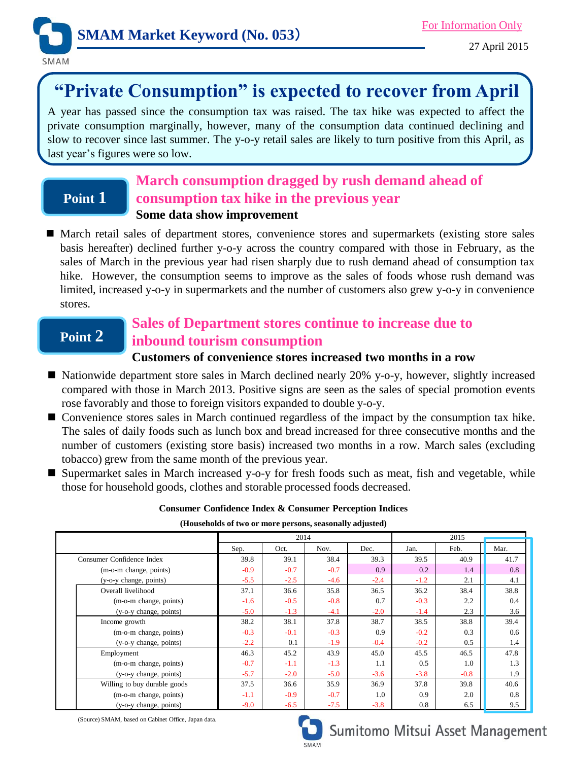SMAM Market Keyword (No. 053)

For Information Only

27 April 2015

# "Private Consumption" is expected to recover from April

A year has passed since the consumption tax was raised. The tax hike was expected to affect the private consumption marginally, however, many of the consumption data continued declining and slow to recover since last summer. The y-o-y retail sales are likely to turn positive from this April, as last year's figures were so low.

## Point 1 March consumption dragged by rush demand ahead of consumption tax hike in the previous year

**Some data show improvement**

- March retail sales of department stores, convenience stores and supermarkets (existing store sales basis hereafter) declined further y-o-y across the country compared with those in February, as the sales of March in the previous year had risen sharply due to rush demand ahead of consumption tax hike. However, the consumption seems to improve as the sales of foods whose rush demand was limited, increased y-o-y in supermarkets and the number of customers also grew y-o-y in convenience stores.

## Point 2 Sales of Department stores continue to increase due to inbound tourism consumption

**Customers of convenience stores increased two months in a row**

- Nationwide department store sales in March declined nearly 20% y-o-y, however, slightly increased compared with those in March 2013. Positive signs are seen as the sales of special promotion events rose favorably and those to foreign visitors expanded to double y-o-y.
- Convenience stores sales in March continued regardless of the impact by the consumption tax hike. The sales of daily foods such as lunch box and bread increased for three consecutive months and the number of customers (existing store basis) increased two months in a row. March sales (excluding tobacco) grew from the same month of the previous year.
- Supermarket sales in March increased y-o-y for fresh foods such as meat, fish and vegetable, while those for household goods, clothes and storable processed foods decreased.

**Consumer Confidence Index & Consumer Perception Indices**

**(Households of two or more persons, seasonally adjusted)**

| | 2014 | | | | 2015 | | |
|---|---|---|---|---|---|---|---|
| | Sep. | Oct. | Nov. | Dec. | Jan. | Feb. | Mar. |
| Consumer Confidence Index | 39.8 | 39.1 | 38.4 | 39.3 | 39.5 | 40.9 | 41.7 |
| (m-o-m change, points) | -0.9 | -0.7 | -0.7 | 0.9 | 0.2 | 1.4 | 0.8 |
| (y-o-y change, points) | -5.5 | -2.5 | -4.6 | -2.4 | -1.2 | 2.1 | 4.1 |
| Overall livelihood | 37.1 | 36.6 | 35.8 | 36.5 | 36.2 | 38.4 | 38.8 |
| (m-o-m change, points) | -1.6 | -0.5 | -0.8 | 0.7 | -0.3 | 2.2 | 0.4 |
| (y-o-y change, points) | -5.0 | -1.3 | -4.1 | -2.0 | -1.4 | 2.3 | 3.6 |
| Income growth | 38.2 | 38.1 | 37.8 | 38.7 | 38.5 | 38.8 | 39.4 |
| (m-o-m change, points) | -0.3 | -0.1 | -0.3 | 0.9 | -0.2 | 0.3 | 0.6 |
| (y-o-y change, points) | -2.2 | 0.1 | -1.9 | -0.4 | -0.2 | 0.5 | 1.4 |
| Employment | 46.3 | 45.2 | 43.9 | 45.0 | 45.5 | 46.5 | 47.8 |
| (m-o-m change, points) | -0.7 | -1.1 | -1.3 | 1.1 | 0.5 | 1.0 | 1.3 |
| (y-o-y change, points) | -5.7 | -2.0 | -5.0 | -3.6 | -3.8 | -0.8 | 1.9 |
| Willing to buy durable goods | 37.5 | 36.6 | 35.9 | 36.9 | 37.8 | 39.8 | 40.6 |
| (m-o-m change, points) | -1.1 | -0.9 | -0.7 | 1.0 | 0.9 | 2.0 | 0.8 |
| (y-o-y change, points) | -9.0 | -6.5 | -7.5 | -3.8 | 0.8 | 6.5 | 9.5 |

(Source) SMAM, based on Cabinet Office, Japan data.

Sumitomo Mitsui Asset Management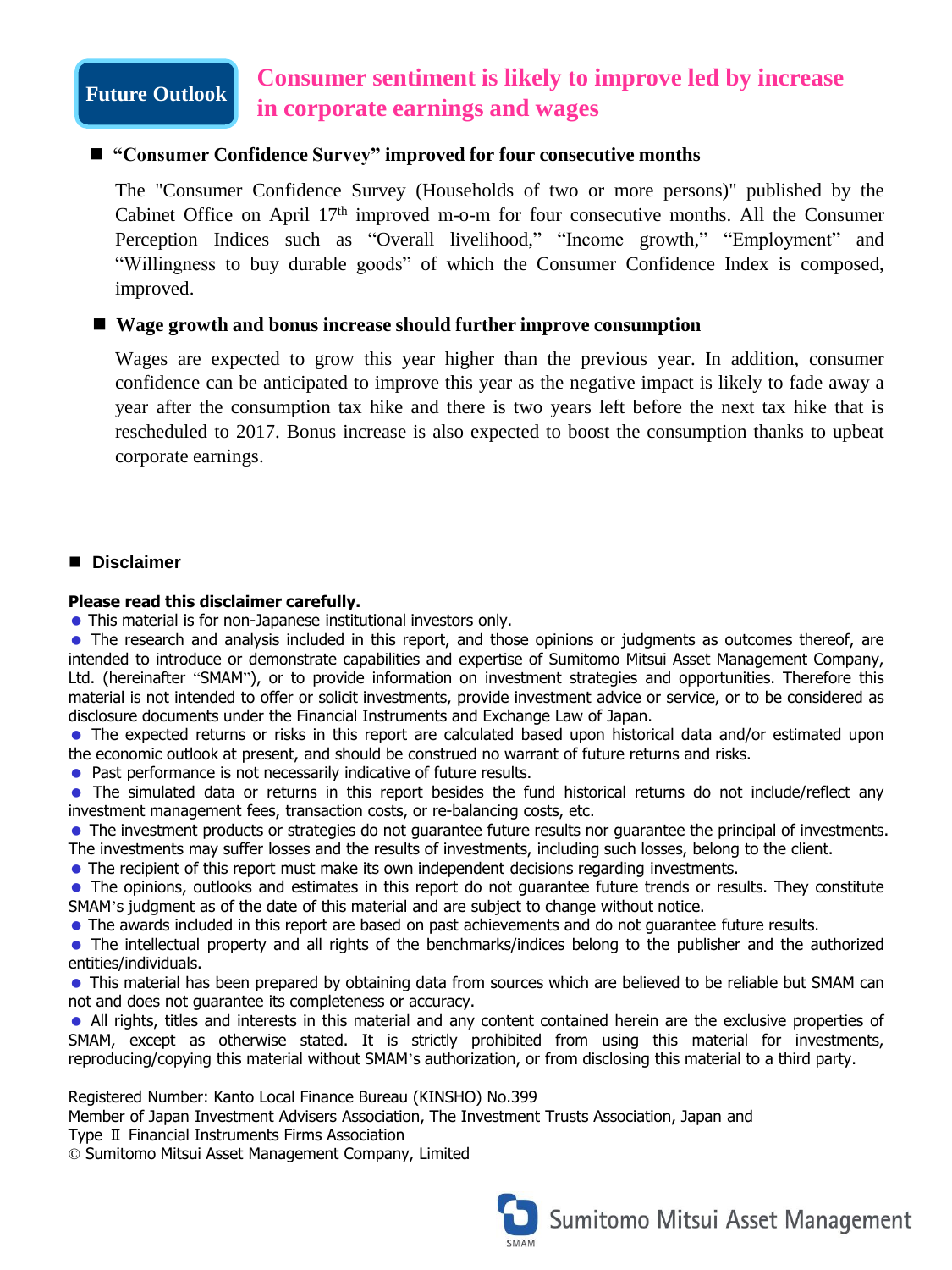**Future Outlook**

# Consumer sentiment is likely to improve led by increase in corporate earnings and wages

## ■ "Consumer Confidence Survey" improved for four consecutive months

The "Consumer Confidence Survey (Households of two or more persons)" published by the Cabinet Office on April 17th improved m-o-m for four consecutive months. All the Consumer Perception Indices such as "Overall livelihood," "Income growth," "Employment" and "Willingness to buy durable goods" of which the Consumer Confidence Index is composed, improved.

## ■ Wage growth and bonus increase should further improve consumption

Wages are expected to grow this year higher than the previous year. In addition, consumer confidence can be anticipated to improve this year as the negative impact is likely to fade away a year after the consumption tax hike and there is two years left before the next tax hike that is rescheduled to 2017. Bonus increase is also expected to boost the consumption thanks to upbeat corporate earnings.

## ■ Disclaimer

**Please read this disclaimer carefully.**

- This material is for non-Japanese institutional investors only.
- The research and analysis included in this report, and those opinions or judgments as outcomes thereof, are intended to introduce or demonstrate capabilities and expertise of Sumitomo Mitsui Asset Management Company, Ltd. (hereinafter "SMAM"), or to provide information on investment strategies and opportunities. Therefore this material is not intended to offer or solicit investments, provide investment advice or service, or to be considered as disclosure documents under the Financial Instruments and Exchange Law of Japan.
- The expected returns or risks in this report are calculated based upon historical data and/or estimated upon the economic outlook at present, and should be construed no warrant of future returns and risks.
- Past performance is not necessarily indicative of future results.
- The simulated data or returns in this report besides the fund historical returns do not include/reflect any investment management fees, transaction costs, or re-balancing costs, etc.
- The investment products or strategies do not guarantee future results nor guarantee the principal of investments. The investments may suffer losses and the results of investments, including such losses, belong to the client.
- The recipient of this report must make its own independent decisions regarding investments.
- The opinions, outlooks and estimates in this report do not guarantee future trends or results. They constitute SMAM's judgment as of the date of this material and are subject to change without notice.
- The awards included in this report are based on past achievements and do not guarantee future results.
- The intellectual property and all rights of the benchmarks/indices belong to the publisher and the authorized entities/individuals.
- This material has been prepared by obtaining data from sources which are believed to be reliable but SMAM can not and does not guarantee its completeness or accuracy.
- All rights, titles and interests in this material and any content contained herein are the exclusive properties of SMAM, except as otherwise stated. It is strictly prohibited from using this material for investments, reproducing/copying this material without SMAM's authorization, or from disclosing this material to a third party.

Registered Number: Kanto Local Finance Bureau (KINSHO) No.399
Member of Japan Investment Advisers Association, The Investment Trusts Association, Japan and Type Ⅱ Financial Instruments Firms Association
© Sumitomo Mitsui Asset Management Company, Limited

Sumitomo Mitsui Asset Management